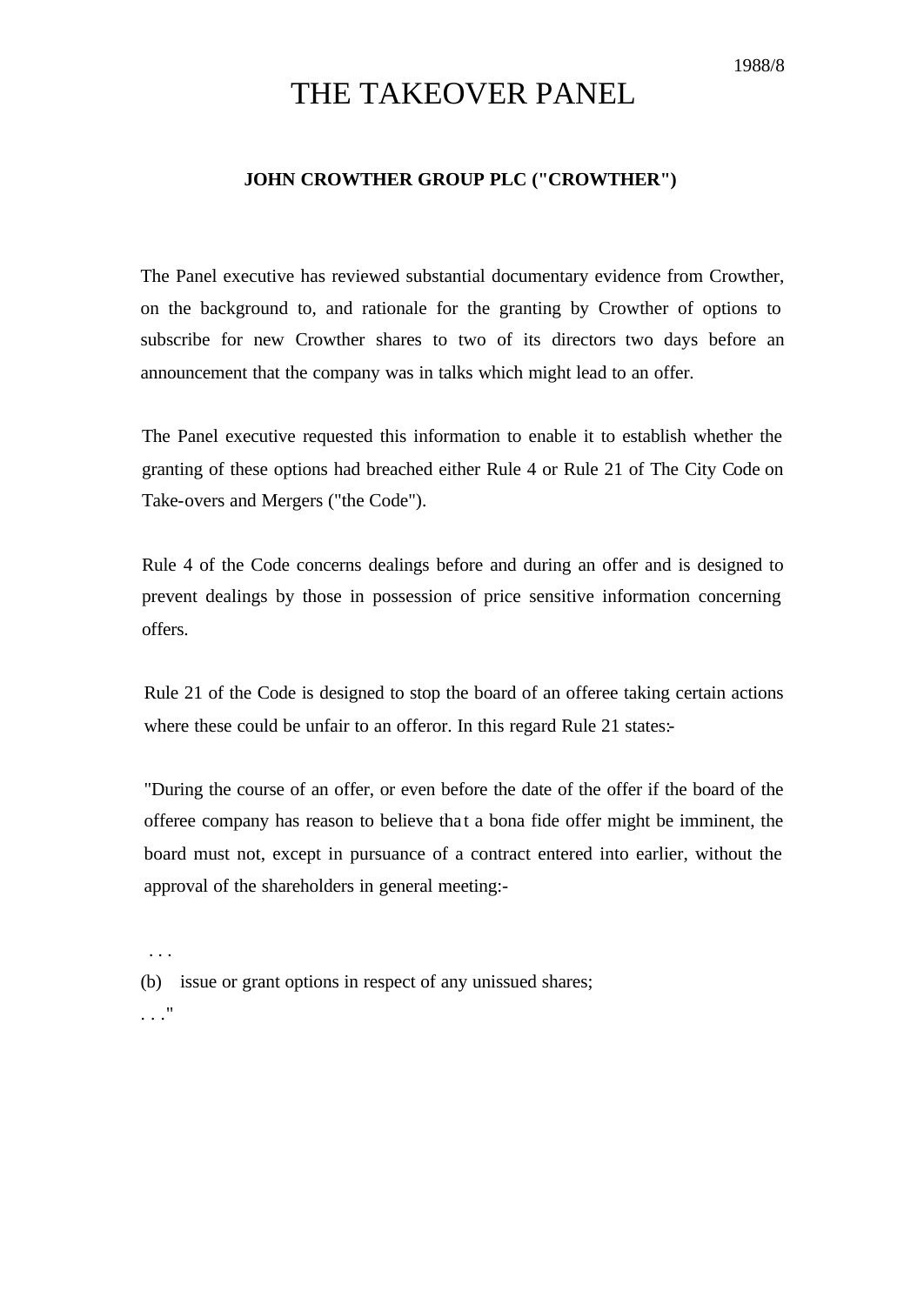1988/8

# THE TAKEOVER PANEL

**JOHN CROWTHER GROUP PLC ("CROWTHER")**

The Panel executive has reviewed substantial documentary evidence from Crowther, on the background to, and rationale for the granting by Crowther of options to subscribe for new Crowther shares to two of its directors two days before an announcement that the company was in talks which might lead to an offer.

The Panel executive requested this information to enable it to establish whether the granting of these options had breached either Rule 4 or Rule 21 of The City Code on Take-overs and Mergers ("the Code").

Rule 4 of the Code concerns dealings before and during an offer and is designed to prevent dealings by those in possession of price sensitive information concerning offers.

Rule 21 of the Code is designed to stop the board of an offeree taking certain actions where these could be unfair to an offeror. In this regard Rule 21 states:-

"During the course of an offer, or even before the date of the offer if the board of the offeree company has reason to believe that a bona fide offer might be imminent, the board must not, except in pursuance of a contract entered into earlier, without the approval of the shareholders in general meeting:-

. . .

(b) issue or grant options in respect of any unissued shares;

. . ."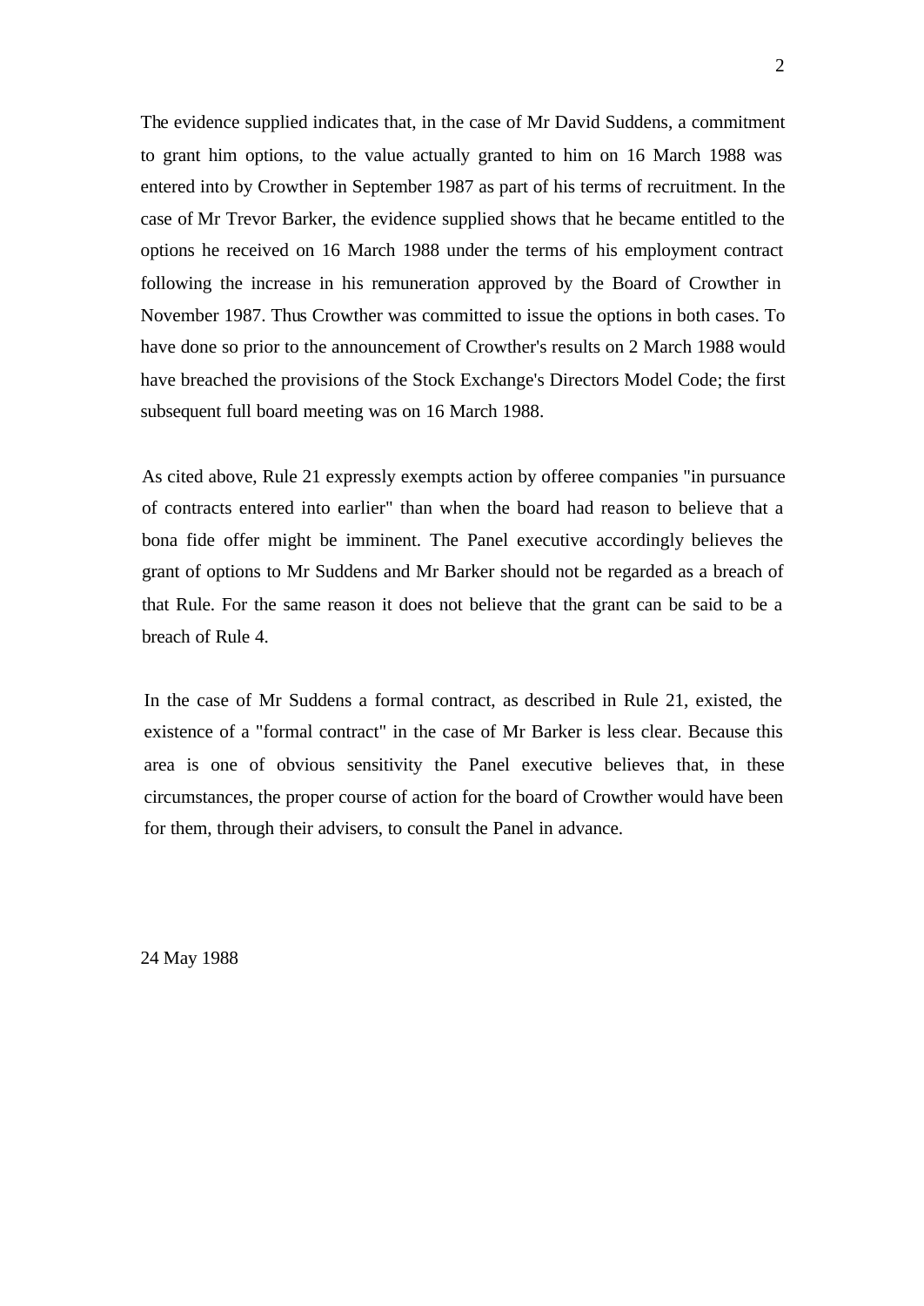The evidence supplied indicates that, in the case of Mr David Suddens, a commitment to grant him options, to the value actually granted to him on 16 March 1988 was entered into by Crowther in September 1987 as part of his terms of recruitment. In the case of Mr Trevor Barker, the evidence supplied shows that he became entitled to the options he received on 16 March 1988 under the terms of his employment contract following the increase in his remuneration approved by the Board of Crowther in November 1987. Thus Crowther was committed to issue the options in both cases. To have done so prior to the announcement of Crowther's results on 2 March 1988 would have breached the provisions of the Stock Exchange's Directors Model Code; the first subsequent full board meeting was on 16 March 1988.

As cited above, Rule 21 expressly exempts action by offeree companies "in pursuance of contracts entered into earlier" than when the board had reason to believe that a bona fide offer might be imminent. The Panel executive accordingly believes the grant of options to Mr Suddens and Mr Barker should not be regarded as a breach of that Rule. For the same reason it does not believe that the grant can be said to be a breach of Rule 4.

In the case of Mr Suddens a formal contract, as described in Rule 21, existed, the existence of a "formal contract" in the case of Mr Barker is less clear. Because this area is one of obvious sensitivity the Panel executive believes that, in these circumstances, the proper course of action for the board of Crowther would have been for them, through their advisers, to consult the Panel in advance.

24 May 1988